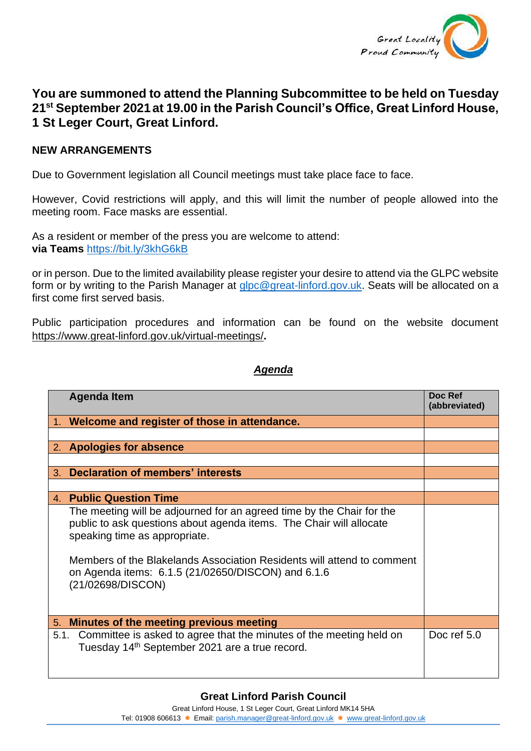Great Locality
Proud Community

# You are summoned to attend the Planning Subcommittee to be held on Tuesday 21st September 2021 at 19.00 in the Parish Council's Office, Great Linford House, 1 St Leger Court, Great Linford.

**NEW ARRANGEMENTS**

Due to Government legislation all Council meetings must take place face to face.

However, Covid restrictions will apply, and this will limit the number of people allowed into the meeting room. Face masks are essential.

As a resident or member of the press you are welcome to attend:
**via Teams** https://bit.ly/3khG6kB

or in person. Due to the limited availability please register your desire to attend via the GLPC website form or by writing to the Parish Manager at glpc@great-linford.gov.uk. Seats will be allocated on a first come first served basis.

Public participation procedures and information can be found on the website document https://www.great-linford.gov.uk/virtual-meetings/**.**

## *Agenda*

| Agenda Item | Doc Ref (abbreviated) |
|---|---|
| 1. **Welcome and register of those in attendance.** | |
| | |
| 2. **Apologies for absence** | |
| | |
| 3. **Declaration of members' interests** | |
| | |
| 4. **Public Question Time** | |
| The meeting will be adjourned for an agreed time by the Chair for the public to ask questions about agenda items. The Chair will allocate speaking time as appropriate.<br><br>Members of the Blakelands Association Residents will attend to comment on Agenda items: 6.1.5 (21/02650/DISCON) and 6.1.6 (21/02698/DISCON) | |
| 5. **Minutes of the meeting previous meeting** | |
| 5.1. Committee is asked to agree that the minutes of the meeting held on Tuesday 14th September 2021 are a true record. | Doc ref 5.0 |

**Great Linford Parish Council**
Great Linford House, 1 St Leger Court, Great Linford MK14 5HA
Tel: 01908 606613 ● Email: parish.manager@great-linford.gov.uk ● www.great-linford.gov.uk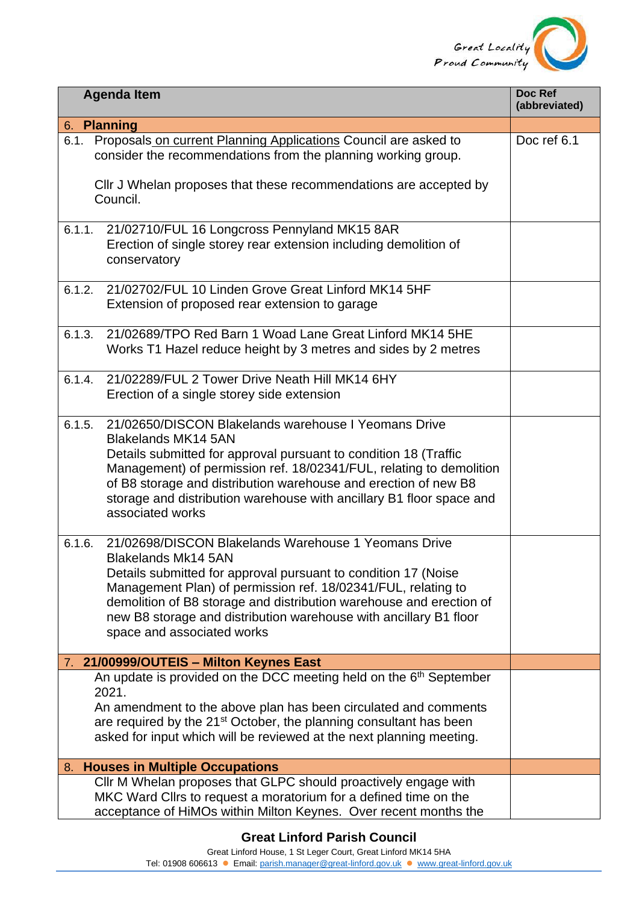| Agenda Item | Doc Ref (abbreviated) |
|---|---|
| 6. **Planning** | |
| 6.1. Proposals on current Planning Applications Council are asked to consider the recommendations from the planning working group.<br><br>Cllr J Whelan proposes that these recommendations are accepted by Council. | Doc ref 6.1 |
| 6.1.1. 21/02710/FUL 16 Longcross Pennyland MK15 8AR<br>Erection of single storey rear extension including demolition of conservatory | |
| 6.1.2. 21/02702/FUL 10 Linden Grove Great Linford MK14 5HF<br>Extension of proposed rear extension to garage | |
| 6.1.3. 21/02689/TPO Red Barn 1 Woad Lane Great Linford MK14 5HE<br>Works T1 Hazel reduce height by 3 metres and sides by 2 metres | |
| 6.1.4. 21/02289/FUL 2 Tower Drive Neath Hill MK14 6HY<br>Erection of a single storey side extension | |
| 6.1.5. 21/02650/DISCON Blakelands warehouse I Yeomans Drive Blakelands MK14 5AN<br>Details submitted for approval pursuant to condition 18 (Traffic Management) of permission ref. 18/02341/FUL, relating to demolition of B8 storage and distribution warehouse and erection of new B8 storage and distribution warehouse with ancillary B1 floor space and associated works | |
| 6.1.6. 21/02698/DISCON Blakelands Warehouse 1 Yeomans Drive Blakelands Mk14 5AN<br>Details submitted for approval pursuant to condition 17 (Noise Management Plan) of permission ref. 18/02341/FUL, relating to demolition of B8 storage and distribution warehouse and erection of new B8 storage and distribution warehouse with ancillary B1 floor space and associated works | |
| 7. **21/00999/OUTEIS – Milton Keynes East** | |
| An update is provided on the DCC meeting held on the 6th September 2021.<br>An amendment to the above plan has been circulated and comments are required by the 21st October, the planning consultant has been asked for input which will be reviewed at the next planning meeting. | |
| 8. **Houses in Multiple Occupations** | |
| Cllr M Whelan proposes that GLPC should proactively engage with MKC Ward Cllrs to request a moratorium for a defined time on the acceptance of HiMOs within Milton Keynes. Over recent months the | |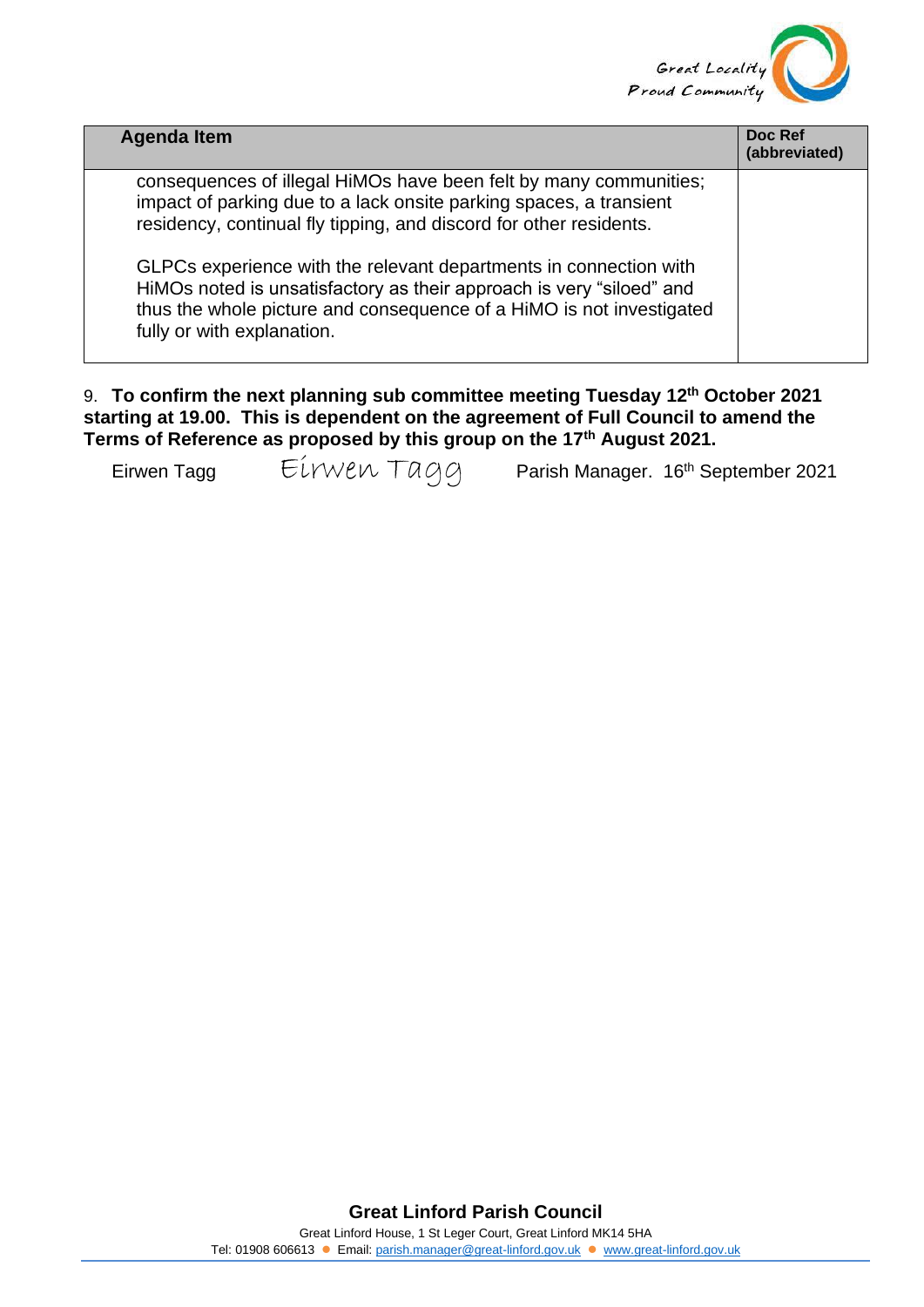| Agenda Item | Doc Ref (abbreviated) |
|---|---|
| consequences of illegal HiMOs have been felt by many communities; impact of parking due to a lack onsite parking spaces, a transient residency, continual fly tipping, and discord for other residents.<br><br>GLPCs experience with the relevant departments in connection with HiMOs noted is unsatisfactory as their approach is very "siloed" and thus the whole picture and consequence of a HiMO is not investigated fully or with explanation. | |

9. **To confirm the next planning sub committee meeting Tuesday 12th October 2021 starting at 19.00. This is dependent on the agreement of Full Council to amend the Terms of Reference as proposed by this group on the 17th August 2021.**

Eirwen Tagg    Eirwen Tagg    Parish Manager. 16th September 2021

**Great Linford Parish Council**

Great Linford House, 1 St Leger Court, Great Linford MK14 5HA
Tel: 01908 606613 ● Email: parish.manager@great-linford.gov.uk ● www.great-linford.gov.uk